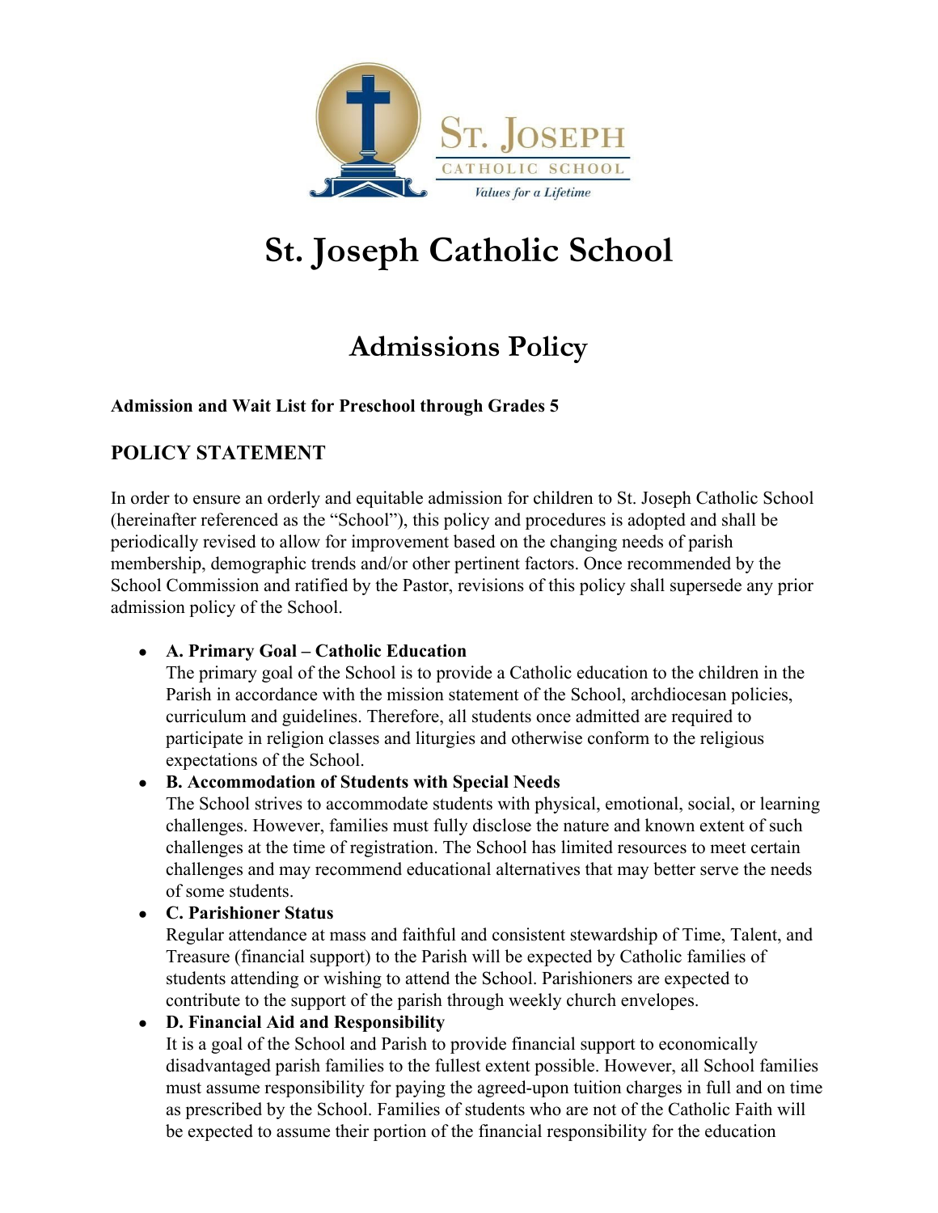# St. Joseph Catholic School

## Admissions Policy

**Admission and Wait List for Preschool through Grades 5**

### POLICY STATEMENT

In order to ensure an orderly and equitable admission for children to St. Joseph Catholic School (hereinafter referenced as the "School"), this policy and procedures is adopted and shall be periodically revised to allow for improvement based on the changing needs of parish membership, demographic trends and/or other pertinent factors. Once recommended by the School Commission and ratified by the Pastor, revisions of this policy shall supersede any prior admission policy of the School.

- **A. Primary Goal – Catholic Education**
  The primary goal of the School is to provide a Catholic education to the children in the Parish in accordance with the mission statement of the School, archdiocesan policies, curriculum and guidelines. Therefore, all students once admitted are required to participate in religion classes and liturgies and otherwise conform to the religious expectations of the School.
- **B. Accommodation of Students with Special Needs**
  The School strives to accommodate students with physical, emotional, social, or learning challenges. However, families must fully disclose the nature and known extent of such challenges at the time of registration. The School has limited resources to meet certain challenges and may recommend educational alternatives that may better serve the needs of some students.
- **C. Parishioner Status**
  Regular attendance at mass and faithful and consistent stewardship of Time, Talent, and Treasure (financial support) to the Parish will be expected by Catholic families of students attending or wishing to attend the School. Parishioners are expected to contribute to the support of the parish through weekly church envelopes.
- **D. Financial Aid and Responsibility**
  It is a goal of the School and Parish to provide financial support to economically disadvantaged parish families to the fullest extent possible. However, all School families must assume responsibility for paying the agreed-upon tuition charges in full and on time as prescribed by the School. Families of students who are not of the Catholic Faith will be expected to assume their portion of the financial responsibility for the education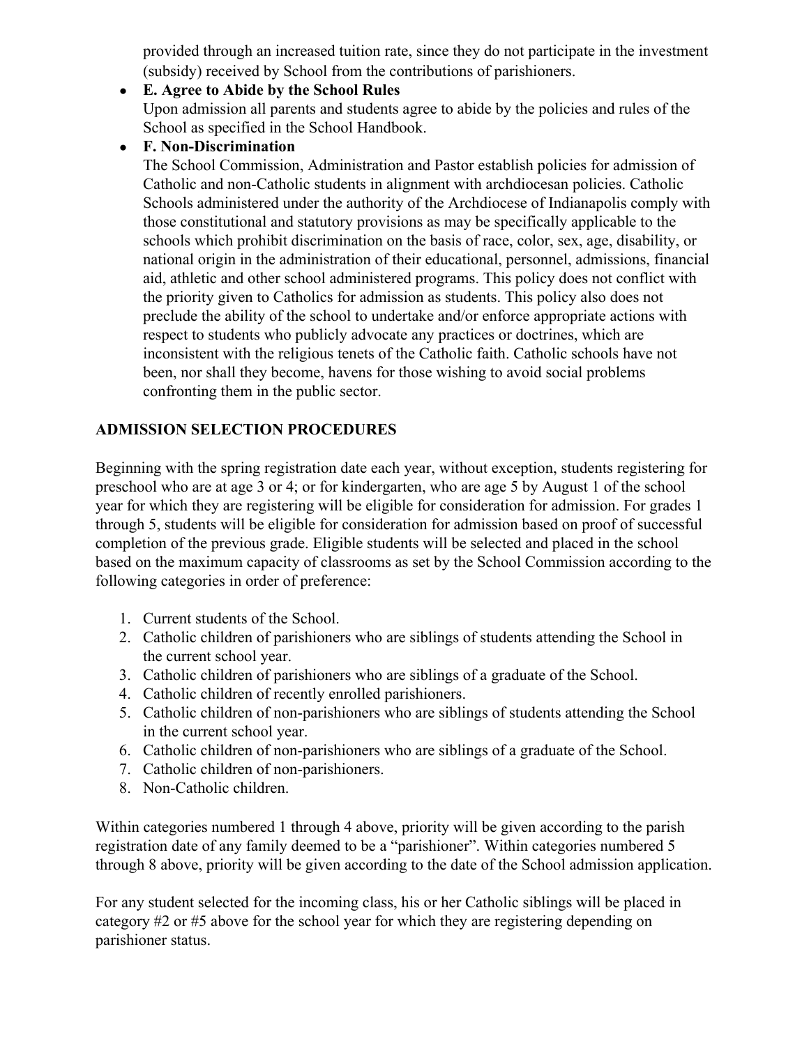provided through an increased tuition rate, since they do not participate in the investment (subsidy) received by School from the contributions of parishioners.

- **E. Agree to Abide by the School Rules**
  Upon admission all parents and students agree to abide by the policies and rules of the School as specified in the School Handbook.
- **F. Non-Discrimination**
  The School Commission, Administration and Pastor establish policies for admission of Catholic and non-Catholic students in alignment with archdiocesan policies. Catholic Schools administered under the authority of the Archdiocese of Indianapolis comply with those constitutional and statutory provisions as may be specifically applicable to the schools which prohibit discrimination on the basis of race, color, sex, age, disability, or national origin in the administration of their educational, personnel, admissions, financial aid, athletic and other school administered programs. This policy does not conflict with the priority given to Catholics for admission as students. This policy also does not preclude the ability of the school to undertake and/or enforce appropriate actions with respect to students who publicly advocate any practices or doctrines, which are inconsistent with the religious tenets of the Catholic faith. Catholic schools have not been, nor shall they become, havens for those wishing to avoid social problems confronting them in the public sector.

**ADMISSION SELECTION PROCEDURES**

Beginning with the spring registration date each year, without exception, students registering for preschool who are at age 3 or 4; or for kindergarten, who are age 5 by August 1 of the school year for which they are registering will be eligible for consideration for admission. For grades 1 through 5, students will be eligible for consideration for admission based on proof of successful completion of the previous grade. Eligible students will be selected and placed in the school based on the maximum capacity of classrooms as set by the School Commission according to the following categories in order of preference:

1. Current students of the School.
2. Catholic children of parishioners who are siblings of students attending the School in the current school year.
3. Catholic children of parishioners who are siblings of a graduate of the School.
4. Catholic children of recently enrolled parishioners.
5. Catholic children of non-parishioners who are siblings of students attending the School in the current school year.
6. Catholic children of non-parishioners who are siblings of a graduate of the School.
7. Catholic children of non-parishioners.
8. Non-Catholic children.

Within categories numbered 1 through 4 above, priority will be given according to the parish registration date of any family deemed to be a "parishioner". Within categories numbered 5 through 8 above, priority will be given according to the date of the School admission application.

For any student selected for the incoming class, his or her Catholic siblings will be placed in category #2 or #5 above for the school year for which they are registering depending on parishioner status.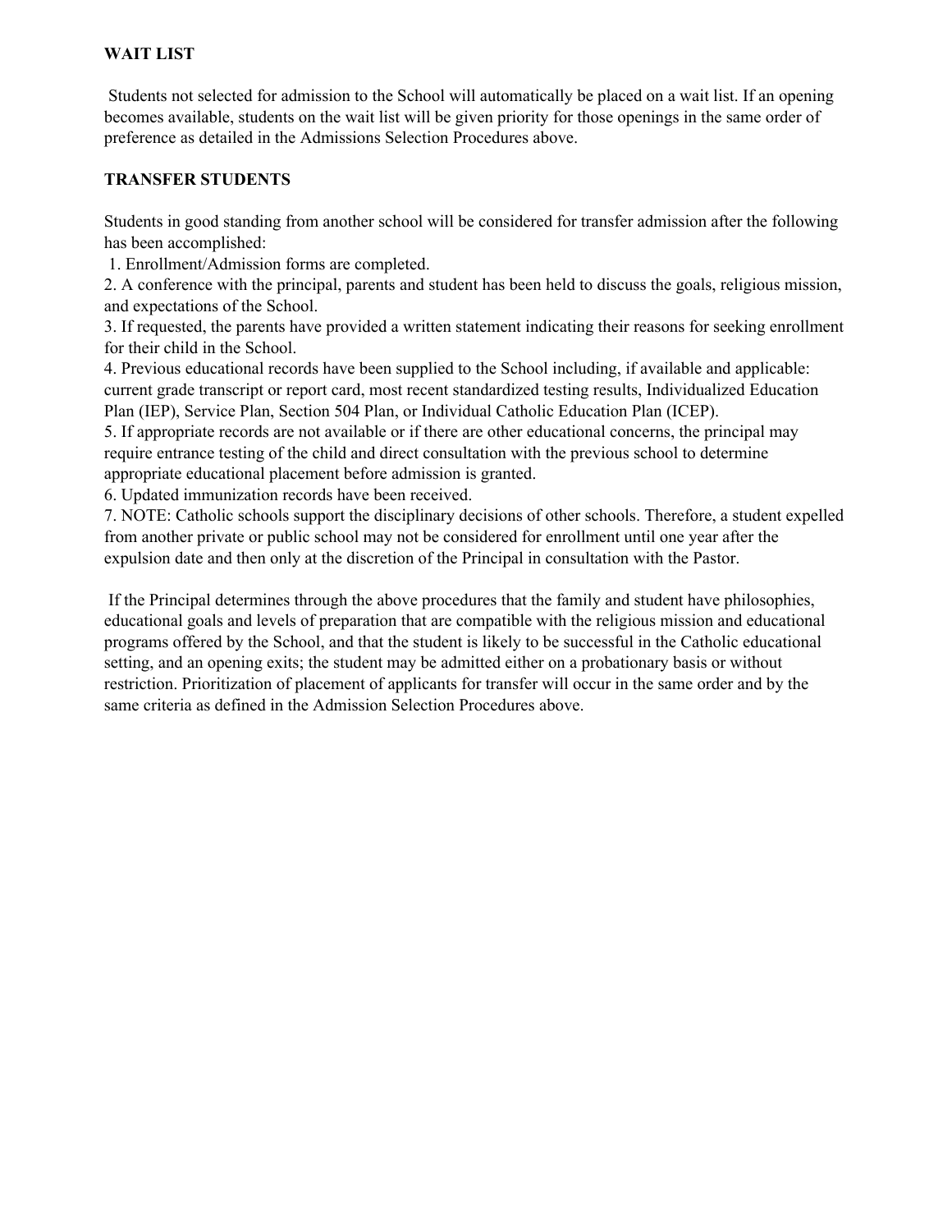**WAIT LIST**

Students not selected for admission to the School will automatically be placed on a wait list. If an opening becomes available, students on the wait list will be given priority for those openings in the same order of preference as detailed in the Admissions Selection Procedures above.

**TRANSFER STUDENTS**

Students in good standing from another school will be considered for transfer admission after the following has been accomplished:

1. Enrollment/Admission forms are completed.
2. A conference with the principal, parents and student has been held to discuss the goals, religious mission, and expectations of the School.
3. If requested, the parents have provided a written statement indicating their reasons for seeking enrollment for their child in the School.
4. Previous educational records have been supplied to the School including, if available and applicable: current grade transcript or report card, most recent standardized testing results, Individualized Education Plan (IEP), Service Plan, Section 504 Plan, or Individual Catholic Education Plan (ICEP).
5. If appropriate records are not available or if there are other educational concerns, the principal may require entrance testing of the child and direct consultation with the previous school to determine appropriate educational placement before admission is granted.
6. Updated immunization records have been received.
7. NOTE: Catholic schools support the disciplinary decisions of other schools. Therefore, a student expelled from another private or public school may not be considered for enrollment until one year after the expulsion date and then only at the discretion of the Principal in consultation with the Pastor.

If the Principal determines through the above procedures that the family and student have philosophies, educational goals and levels of preparation that are compatible with the religious mission and educational programs offered by the School, and that the student is likely to be successful in the Catholic educational setting, and an opening exits; the student may be admitted either on a probationary basis or without restriction. Prioritization of placement of applicants for transfer will occur in the same order and by the same criteria as defined in the Admission Selection Procedures above.